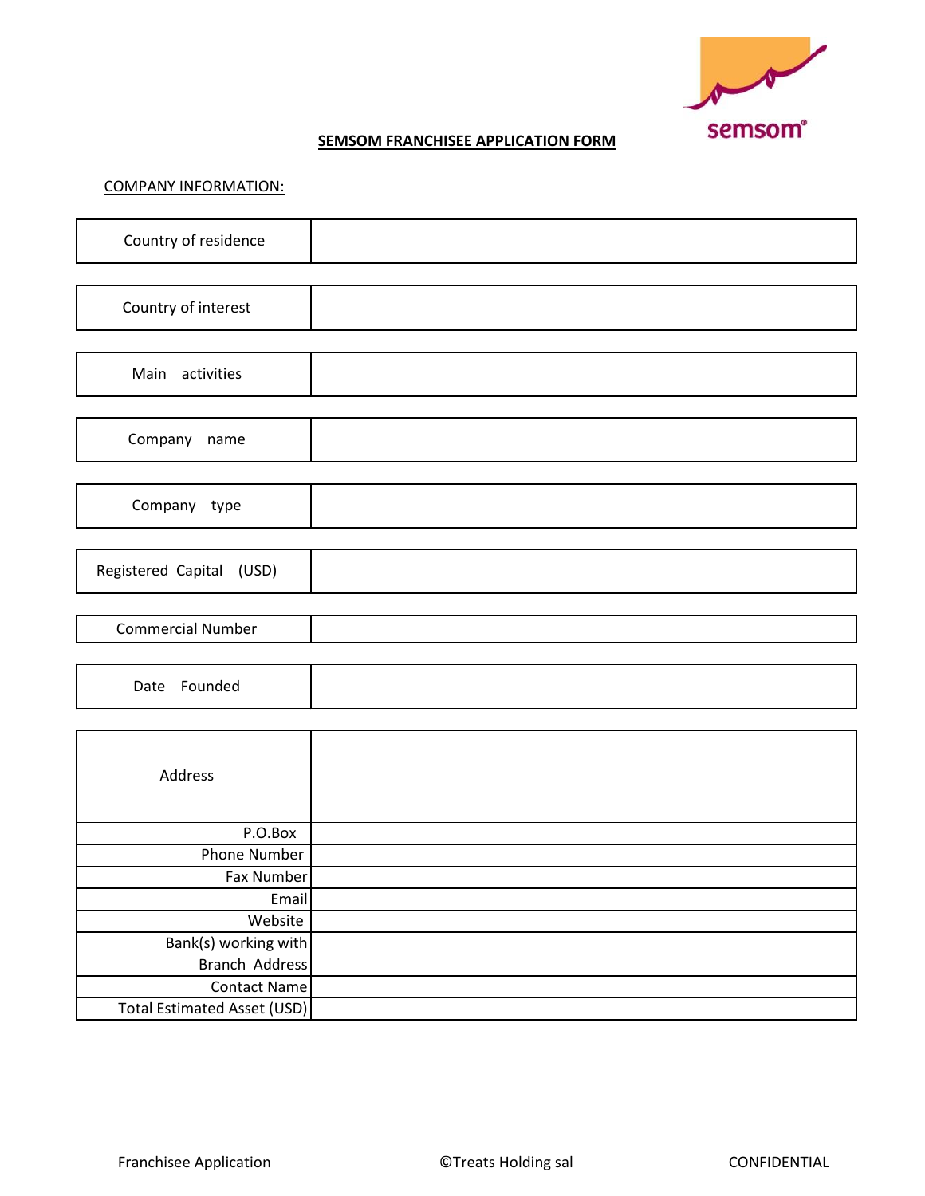semsom®

# SEMSOM FRANCHISEE APPLICATION FORM

## COMPANY INFORMATION:

| Country of residence | |
|---|---|

| Country of interest | |
|---|---|

| Main activities | |
|---|---|

| Company name | |
|---|---|

| Company type | |
|---|---|

| Registered Capital (USD) | |
|---|---|

| Commercial Number | |
|---|---|

| Date Founded | |
|---|---|

| Address | |
|---|---|
| P.O.Box | |
| Phone Number | |
| Fax Number | |
| Email | |
| Website | |
| Bank(s) working with | |
| Branch Address | |
| Contact Name | |
| Total Estimated Asset (USD) | |

Franchisee Application ©Treats Holding sal CONFIDENTIAL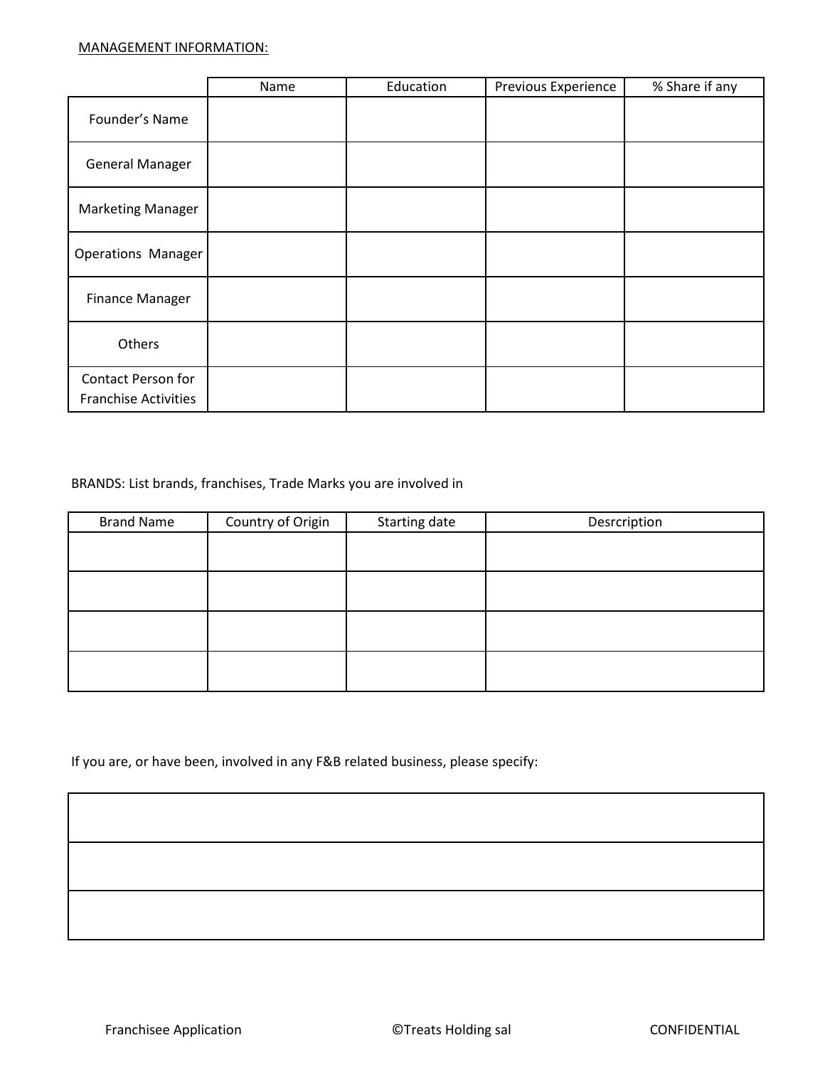MANAGEMENT INFORMATION:

| | Name | Education | Previous Experience | % Share if any |
|---|---|---|---|---|
| Founder's Name | | | | |
| General Manager | | | | |
| Marketing Manager | | | | |
| Operations Manager | | | | |
| Finance Manager | | | | |
| Others | | | | |
| Contact Person for Franchise Activities | | | | |

BRANDS: List brands, franchises, Trade Marks you are involved in

| Brand Name | Country of Origin | Starting date | Desrcription |
|---|---|---|---|
| | | | |
| | | | |
| | | | |
| | | | |

If you are, or have been, involved in any F&B related business, please specify:

| |
|---|
| |
| |
| |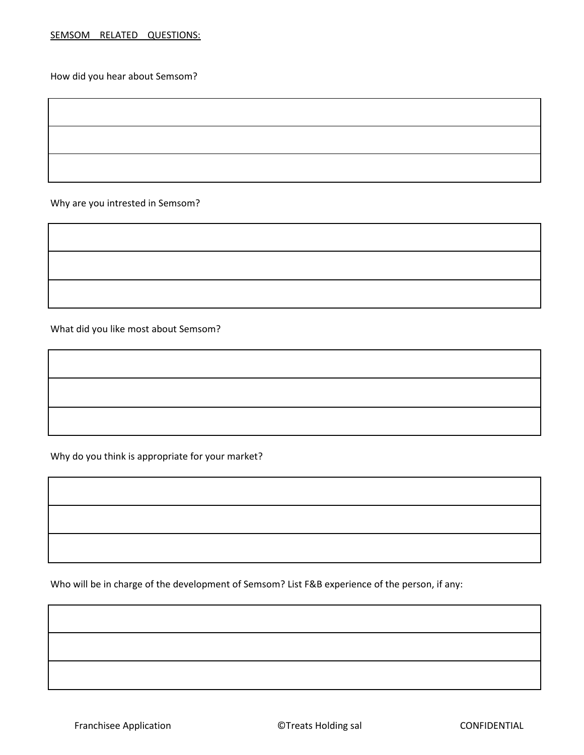<u>SEMSOM RELATED QUESTIONS:</u>

How did you hear about Semsom?

| |
|---|
| |
| |
| |

Why are you intrested in Semsom?

| |
|---|
| |
| |
| |

What did you like most about Semsom?

| |
|---|
| |
| |
| |

Why do you think is appropriate for your market?

| |
|---|
| |
| |
| |

Who will be in charge of the development of Semsom? List F&B experience of the person, if any:

| |
|---|
| |
| |
| |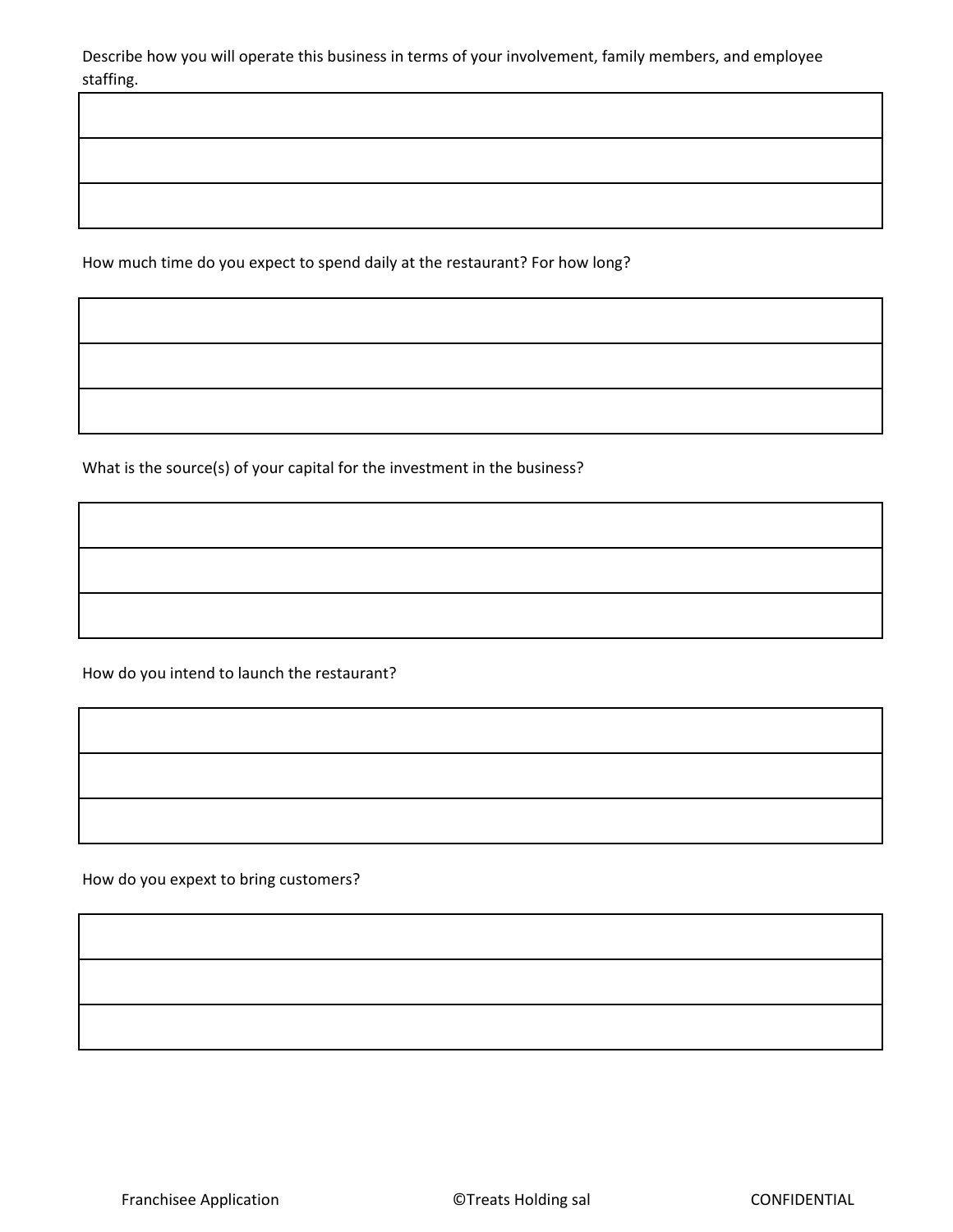Describe how you will operate this business in terms of your involvement, family members, and employee staffing.

| |
|---|
| |
| |
| |

How much time do you expect to spend daily at the restaurant? For how long?

| |
|---|
| |
| |
| |

What is the source(s) of your capital for the investment in the business?

| |
|---|
| |
| |
| |

How do you intend to launch the restaurant?

| |
|---|
| |
| |
| |

How do you expext to bring customers?

| |
|---|
| |
| |
| |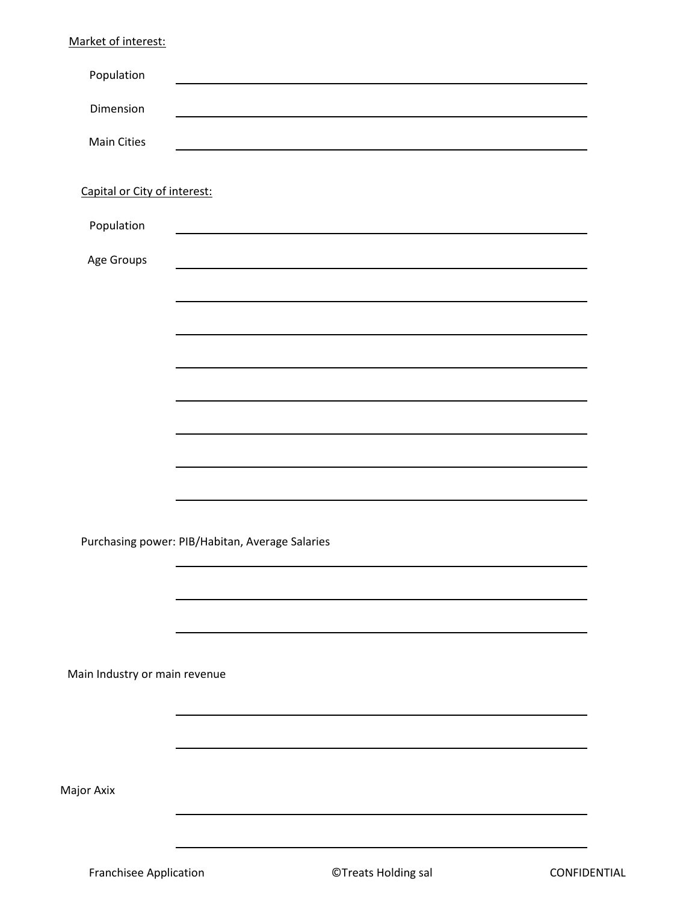Market of interest:

Population ________________________________________________

Dimension ________________________________________________

Main Cities ________________________________________________

Capital or City of interest:

Population ________________________________________________

Age Groups ________________________________________________

________________________________________________

________________________________________________

________________________________________________

________________________________________________

________________________________________________

________________________________________________

________________________________________________

Purchasing power: PIB/Habitan, Average Salaries

________________________________________________

________________________________________________

________________________________________________

Main Industry or main revenue

________________________________________________

________________________________________________

Major Axix

________________________________________________

________________________________________________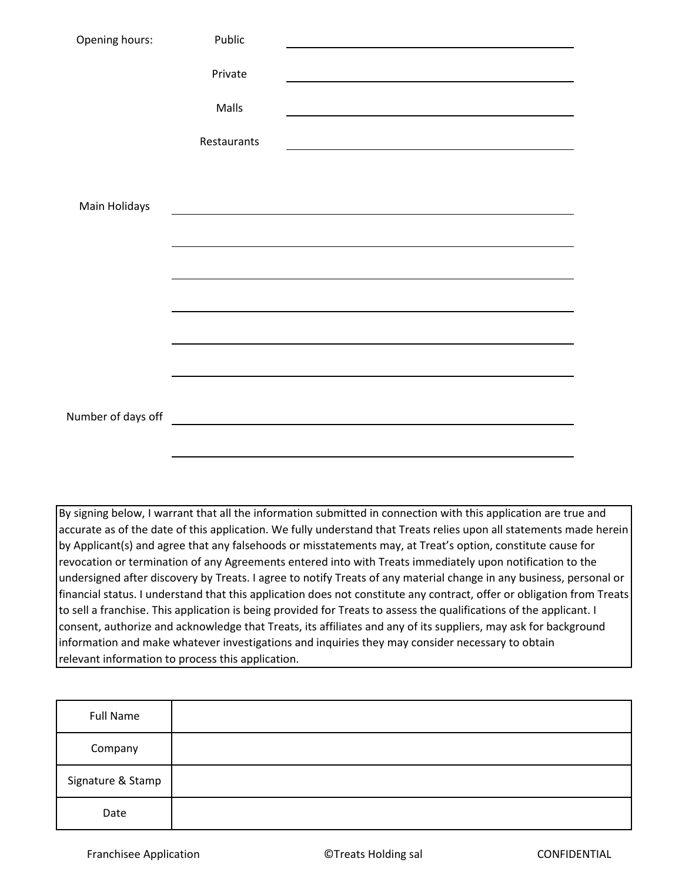Opening hours:

Public ______________________

Private ______________________

Malls ______________________

Restaurants ______________________

Main Holidays ______________________

______________________

______________________

______________________

______________________

______________________

Number of days off ______________________

______________________

By signing below, I warrant that all the information submitted in connection with this application are true and accurate as of the date of this application. We fully understand that Treats relies upon all statements made herein by Applicant(s) and agree that any falsehoods or misstatements may, at Treat's option, constitute cause for revocation or termination of any Agreements entered into with Treats immediately upon notification to the undersigned after discovery by Treats. I agree to notify Treats of any material change in any business, personal or financial status. I understand that this application does not constitute any contract, offer or obligation from Treats to sell a franchise. This application is being provided for Treats to assess the qualifications of the applicant. I consent, authorize and acknowledge that Treats, its affiliates and any of its suppliers, may ask for background information and make whatever investigations and inquiries they may consider necessary to obtain relevant information to process this application.

| | |
|---|---|
| Full Name | |
| Company | |
| Signature & Stamp | |
| Date | |

Franchisee Application ©Treats Holding sal CONFIDENTIAL